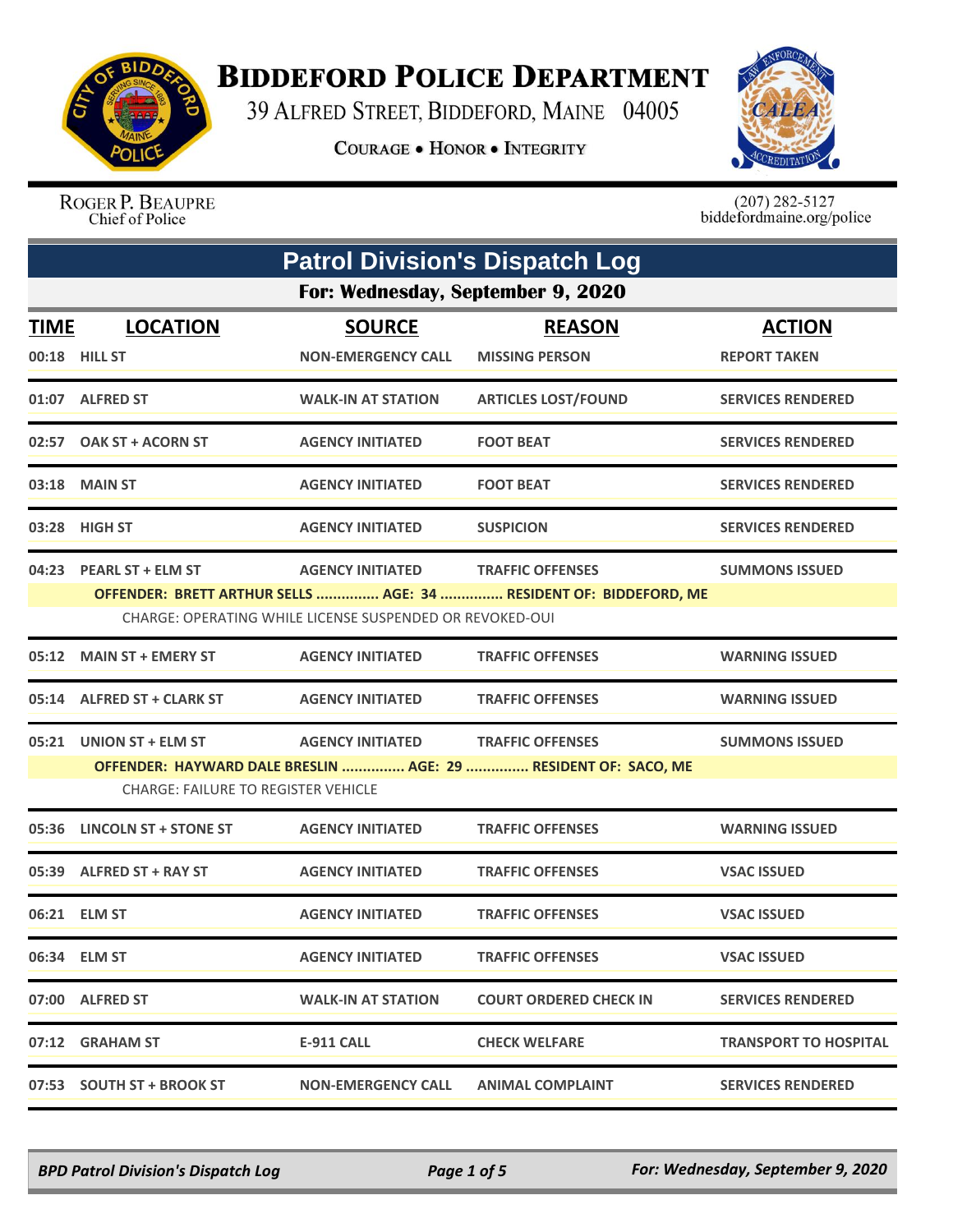# Biddeford Police Department

39 Alfred Street, Biddeford, Maine 04005

Courage • Honor • Integrity

Roger P. Beaupre
Chief of Police

(207) 282-5127
biddefordmaine.org/police

## Patrol Division's Dispatch Log

### For: Wednesday, September 9, 2020

| TIME | LOCATION | SOURCE | REASON | ACTION |
|---|---|---|---|---|
| 00:18 | HILL ST | NON-EMERGENCY CALL | MISSING PERSON | REPORT TAKEN |
| 01:07 | ALFRED ST | WALK-IN AT STATION | ARTICLES LOST/FOUND | SERVICES RENDERED |
| 02:57 | OAK ST + ACORN ST | AGENCY INITIATED | FOOT BEAT | SERVICES RENDERED |
| 03:18 | MAIN ST | AGENCY INITIATED | FOOT BEAT | SERVICES RENDERED |
| 03:28 | HIGH ST | AGENCY INITIATED | SUSPICION | SERVICES RENDERED |
| 04:23 | PEARL ST + ELM ST | AGENCY INITIATED | TRAFFIC OFFENSES | SUMMONS ISSUED |
| | OFFENDER: BRETT ARTHUR SELLS ............... AGE: 34 ............... RESIDENT OF: BIDDEFORD, ME | | | |
| | CHARGE: OPERATING WHILE LICENSE SUSPENDED OR REVOKED-OUI | | | |
| 05:12 | MAIN ST + EMERY ST | AGENCY INITIATED | TRAFFIC OFFENSES | WARNING ISSUED |
| 05:14 | ALFRED ST + CLARK ST | AGENCY INITIATED | TRAFFIC OFFENSES | WARNING ISSUED |
| 05:21 | UNION ST + ELM ST | AGENCY INITIATED | TRAFFIC OFFENSES | SUMMONS ISSUED |
| | OFFENDER: HAYWARD DALE BRESLIN ............... AGE: 29 ............... RESIDENT OF: SACO, ME | | | |
| | CHARGE: FAILURE TO REGISTER VEHICLE | | | |
| 05:36 | LINCOLN ST + STONE ST | AGENCY INITIATED | TRAFFIC OFFENSES | WARNING ISSUED |
| 05:39 | ALFRED ST + RAY ST | AGENCY INITIATED | TRAFFIC OFFENSES | VSAC ISSUED |
| 06:21 | ELM ST | AGENCY INITIATED | TRAFFIC OFFENSES | VSAC ISSUED |
| 06:34 | ELM ST | AGENCY INITIATED | TRAFFIC OFFENSES | VSAC ISSUED |
| 07:00 | ALFRED ST | WALK-IN AT STATION | COURT ORDERED CHECK IN | SERVICES RENDERED |
| 07:12 | GRAHAM ST | E-911 CALL | CHECK WELFARE | TRANSPORT TO HOSPITAL |
| 07:53 | SOUTH ST + BROOK ST | NON-EMERGENCY CALL | ANIMAL COMPLAINT | SERVICES RENDERED |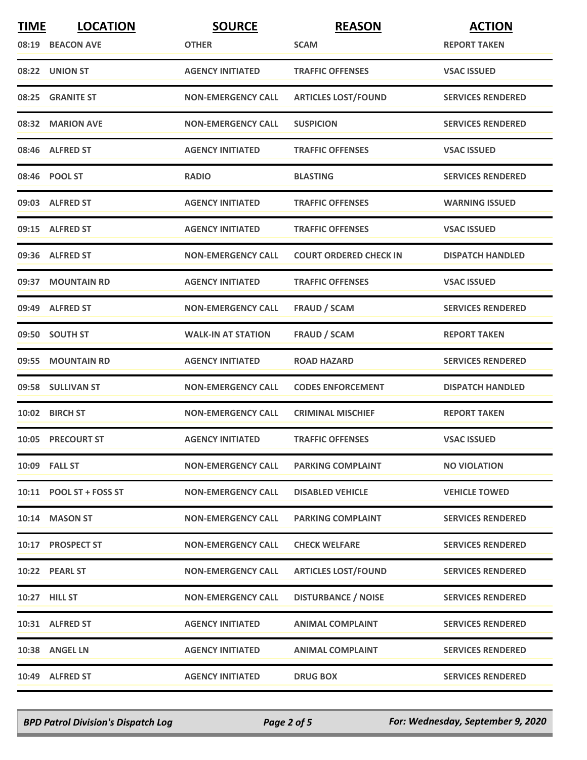| TIME | LOCATION | SOURCE | REASON | ACTION |
|---|---|---|---|---|
| 08:19 | BEACON AVE | OTHER | SCAM | REPORT TAKEN |
| 08:22 | UNION ST | AGENCY INITIATED | TRAFFIC OFFENSES | VSAC ISSUED |
| 08:25 | GRANITE ST | NON-EMERGENCY CALL | ARTICLES LOST/FOUND | SERVICES RENDERED |
| 08:32 | MARION AVE | NON-EMERGENCY CALL | SUSPICION | SERVICES RENDERED |
| 08:46 | ALFRED ST | AGENCY INITIATED | TRAFFIC OFFENSES | VSAC ISSUED |
| 08:46 | POOL ST | RADIO | BLASTING | SERVICES RENDERED |
| 09:03 | ALFRED ST | AGENCY INITIATED | TRAFFIC OFFENSES | WARNING ISSUED |
| 09:15 | ALFRED ST | AGENCY INITIATED | TRAFFIC OFFENSES | VSAC ISSUED |
| 09:36 | ALFRED ST | NON-EMERGENCY CALL | COURT ORDERED CHECK IN | DISPATCH HANDLED |
| 09:37 | MOUNTAIN RD | AGENCY INITIATED | TRAFFIC OFFENSES | VSAC ISSUED |
| 09:49 | ALFRED ST | NON-EMERGENCY CALL | FRAUD / SCAM | SERVICES RENDERED |
| 09:50 | SOUTH ST | WALK-IN AT STATION | FRAUD / SCAM | REPORT TAKEN |
| 09:55 | MOUNTAIN RD | AGENCY INITIATED | ROAD HAZARD | SERVICES RENDERED |
| 09:58 | SULLIVAN ST | NON-EMERGENCY CALL | CODES ENFORCEMENT | DISPATCH HANDLED |
| 10:02 | BIRCH ST | NON-EMERGENCY CALL | CRIMINAL MISCHIEF | REPORT TAKEN |
| 10:05 | PRECOURT ST | AGENCY INITIATED | TRAFFIC OFFENSES | VSAC ISSUED |
| 10:09 | FALL ST | NON-EMERGENCY CALL | PARKING COMPLAINT | NO VIOLATION |
| 10:11 | POOL ST + FOSS ST | NON-EMERGENCY CALL | DISABLED VEHICLE | VEHICLE TOWED |
| 10:14 | MASON ST | NON-EMERGENCY CALL | PARKING COMPLAINT | SERVICES RENDERED |
| 10:17 | PROSPECT ST | NON-EMERGENCY CALL | CHECK WELFARE | SERVICES RENDERED |
| 10:22 | PEARL ST | NON-EMERGENCY CALL | ARTICLES LOST/FOUND | SERVICES RENDERED |
| 10:27 | HILL ST | NON-EMERGENCY CALL | DISTURBANCE / NOISE | SERVICES RENDERED |
| 10:31 | ALFRED ST | AGENCY INITIATED | ANIMAL COMPLAINT | SERVICES RENDERED |
| 10:38 | ANGEL LN | AGENCY INITIATED | ANIMAL COMPLAINT | SERVICES RENDERED |
| 10:49 | ALFRED ST | AGENCY INITIATED | DRUG BOX | SERVICES RENDERED |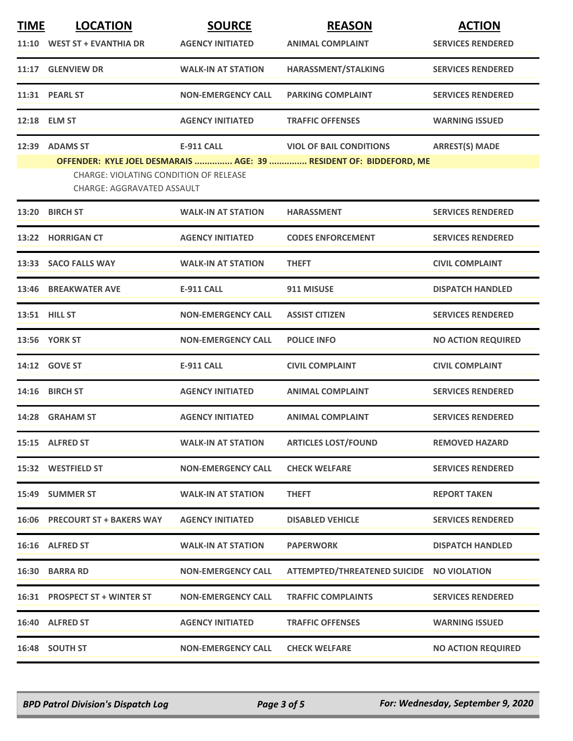| TIME | LOCATION | SOURCE | REASON | ACTION |
|---|---|---|---|---|
| 11:10 | WEST ST + EVANTHIA DR | AGENCY INITIATED | ANIMAL COMPLAINT | SERVICES RENDERED |
| 11:17 | GLENVIEW DR | WALK-IN AT STATION | HARASSMENT/STALKING | SERVICES RENDERED |
| 11:31 | PEARL ST | NON-EMERGENCY CALL | PARKING COMPLAINT | SERVICES RENDERED |
| 12:18 | ELM ST | AGENCY INITIATED | TRAFFIC OFFENSES | WARNING ISSUED |
| 12:39 | ADAMS ST | E-911 CALL | VIOL OF BAIL CONDITIONS | ARREST(S) MADE |

**OFFENDER: KYLE JOEL DESMARAIS ............... AGE: 39 ............... RESIDENT OF: BIDDEFORD, ME**

CHARGE: VIOLATING CONDITION OF RELEASE
CHARGE: AGGRAVATED ASSAULT

| TIME | LOCATION | SOURCE | REASON | ACTION |
|---|---|---|---|---|
| 13:20 | BIRCH ST | WALK-IN AT STATION | HARASSMENT | SERVICES RENDERED |
| 13:22 | HORRIGAN CT | AGENCY INITIATED | CODES ENFORCEMENT | SERVICES RENDERED |
| 13:33 | SACO FALLS WAY | WALK-IN AT STATION | THEFT | CIVIL COMPLAINT |
| 13:46 | BREAKWATER AVE | E-911 CALL | 911 MISUSE | DISPATCH HANDLED |
| 13:51 | HILL ST | NON-EMERGENCY CALL | ASSIST CITIZEN | SERVICES RENDERED |
| 13:56 | YORK ST | NON-EMERGENCY CALL | POLICE INFO | NO ACTION REQUIRED |
| 14:12 | GOVE ST | E-911 CALL | CIVIL COMPLAINT | CIVIL COMPLAINT |
| 14:16 | BIRCH ST | AGENCY INITIATED | ANIMAL COMPLAINT | SERVICES RENDERED |
| 14:28 | GRAHAM ST | AGENCY INITIATED | ANIMAL COMPLAINT | SERVICES RENDERED |
| 15:15 | ALFRED ST | WALK-IN AT STATION | ARTICLES LOST/FOUND | REMOVED HAZARD |
| 15:32 | WESTFIELD ST | NON-EMERGENCY CALL | CHECK WELFARE | SERVICES RENDERED |
| 15:49 | SUMMER ST | WALK-IN AT STATION | THEFT | REPORT TAKEN |
| 16:06 | PRECOURT ST + BAKERS WAY | AGENCY INITIATED | DISABLED VEHICLE | SERVICES RENDERED |
| 16:16 | ALFRED ST | WALK-IN AT STATION | PAPERWORK | DISPATCH HANDLED |
| 16:30 | BARRA RD | NON-EMERGENCY CALL | ATTEMPTED/THREATENED SUICIDE | NO VIOLATION |
| 16:31 | PROSPECT ST + WINTER ST | NON-EMERGENCY CALL | TRAFFIC COMPLAINTS | SERVICES RENDERED |
| 16:40 | ALFRED ST | AGENCY INITIATED | TRAFFIC OFFENSES | WARNING ISSUED |
| 16:48 | SOUTH ST | NON-EMERGENCY CALL | CHECK WELFARE | NO ACTION REQUIRED |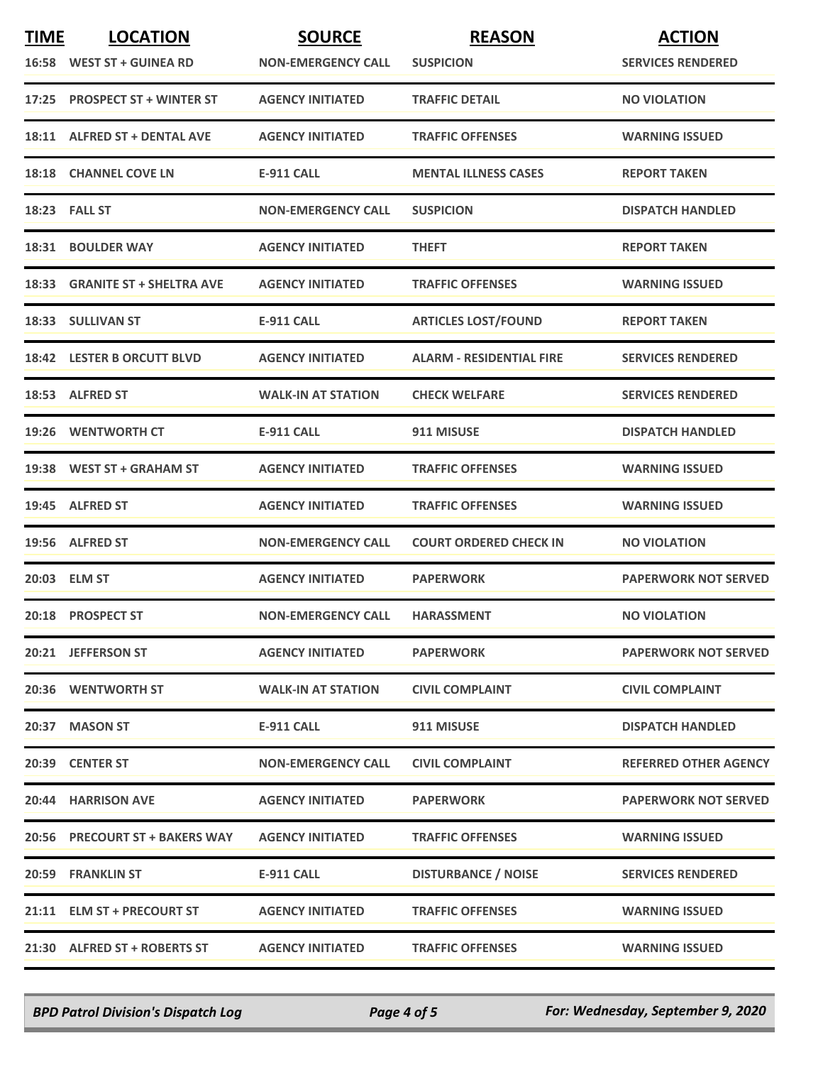| TIME | LOCATION | SOURCE | REASON | ACTION |
|---|---|---|---|---|
| 16:58 | WEST ST + GUINEA RD | NON-EMERGENCY CALL | SUSPICION | SERVICES RENDERED |
| 17:25 | PROSPECT ST + WINTER ST | AGENCY INITIATED | TRAFFIC DETAIL | NO VIOLATION |
| 18:11 | ALFRED ST + DENTAL AVE | AGENCY INITIATED | TRAFFIC OFFENSES | WARNING ISSUED |
| 18:18 | CHANNEL COVE LN | E-911 CALL | MENTAL ILLNESS CASES | REPORT TAKEN |
| 18:23 | FALL ST | NON-EMERGENCY CALL | SUSPICION | DISPATCH HANDLED |
| 18:31 | BOULDER WAY | AGENCY INITIATED | THEFT | REPORT TAKEN |
| 18:33 | GRANITE ST + SHELTRA AVE | AGENCY INITIATED | TRAFFIC OFFENSES | WARNING ISSUED |
| 18:33 | SULLIVAN ST | E-911 CALL | ARTICLES LOST/FOUND | REPORT TAKEN |
| 18:42 | LESTER B ORCUTT BLVD | AGENCY INITIATED | ALARM - RESIDENTIAL FIRE | SERVICES RENDERED |
| 18:53 | ALFRED ST | WALK-IN AT STATION | CHECK WELFARE | SERVICES RENDERED |
| 19:26 | WENTWORTH CT | E-911 CALL | 911 MISUSE | DISPATCH HANDLED |
| 19:38 | WEST ST + GRAHAM ST | AGENCY INITIATED | TRAFFIC OFFENSES | WARNING ISSUED |
| 19:45 | ALFRED ST | AGENCY INITIATED | TRAFFIC OFFENSES | WARNING ISSUED |
| 19:56 | ALFRED ST | NON-EMERGENCY CALL | COURT ORDERED CHECK IN | NO VIOLATION |
| 20:03 | ELM ST | AGENCY INITIATED | PAPERWORK | PAPERWORK NOT SERVED |
| 20:18 | PROSPECT ST | NON-EMERGENCY CALL | HARASSMENT | NO VIOLATION |
| 20:21 | JEFFERSON ST | AGENCY INITIATED | PAPERWORK | PAPERWORK NOT SERVED |
| 20:36 | WENTWORTH ST | WALK-IN AT STATION | CIVIL COMPLAINT | CIVIL COMPLAINT |
| 20:37 | MASON ST | E-911 CALL | 911 MISUSE | DISPATCH HANDLED |
| 20:39 | CENTER ST | NON-EMERGENCY CALL | CIVIL COMPLAINT | REFERRED OTHER AGENCY |
| 20:44 | HARRISON AVE | AGENCY INITIATED | PAPERWORK | PAPERWORK NOT SERVED |
| 20:56 | PRECOURT ST + BAKERS WAY | AGENCY INITIATED | TRAFFIC OFFENSES | WARNING ISSUED |
| 20:59 | FRANKLIN ST | E-911 CALL | DISTURBANCE / NOISE | SERVICES RENDERED |
| 21:11 | ELM ST + PRECOURT ST | AGENCY INITIATED | TRAFFIC OFFENSES | WARNING ISSUED |
| 21:30 | ALFRED ST + ROBERTS ST | AGENCY INITIATED | TRAFFIC OFFENSES | WARNING ISSUED |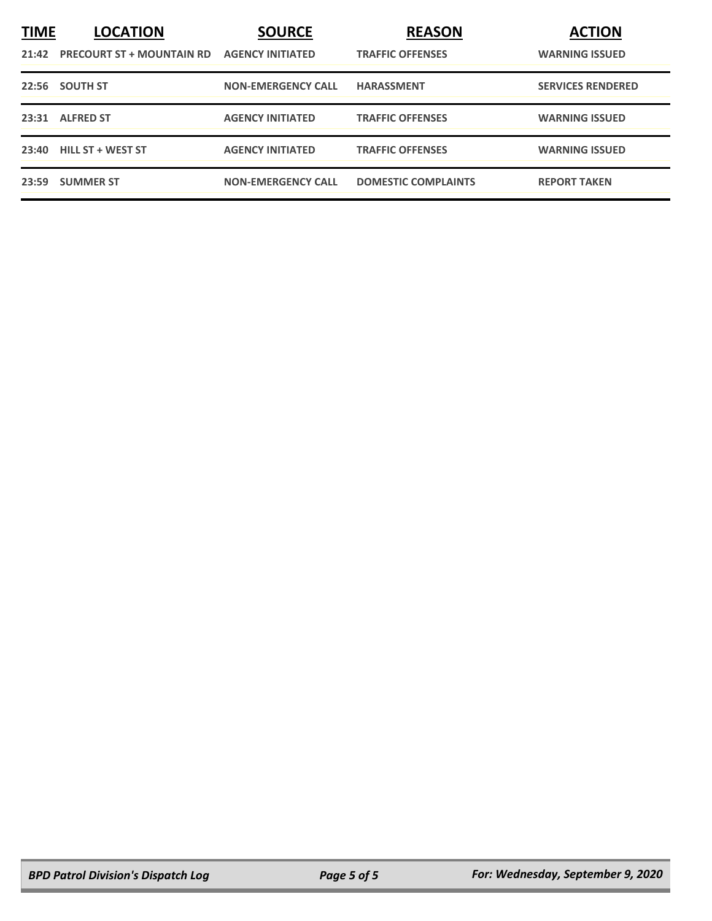| TIME | LOCATION | SOURCE | REASON | ACTION |
|---|---|---|---|---|
| 21:42 | PRECOURT ST + MOUNTAIN RD | AGENCY INITIATED | TRAFFIC OFFENSES | WARNING ISSUED |
| 22:56 | SOUTH ST | NON-EMERGENCY CALL | HARASSMENT | SERVICES RENDERED |
| 23:31 | ALFRED ST | AGENCY INITIATED | TRAFFIC OFFENSES | WARNING ISSUED |
| 23:40 | HILL ST + WEST ST | AGENCY INITIATED | TRAFFIC OFFENSES | WARNING ISSUED |
| 23:59 | SUMMER ST | NON-EMERGENCY CALL | DOMESTIC COMPLAINTS | REPORT TAKEN |